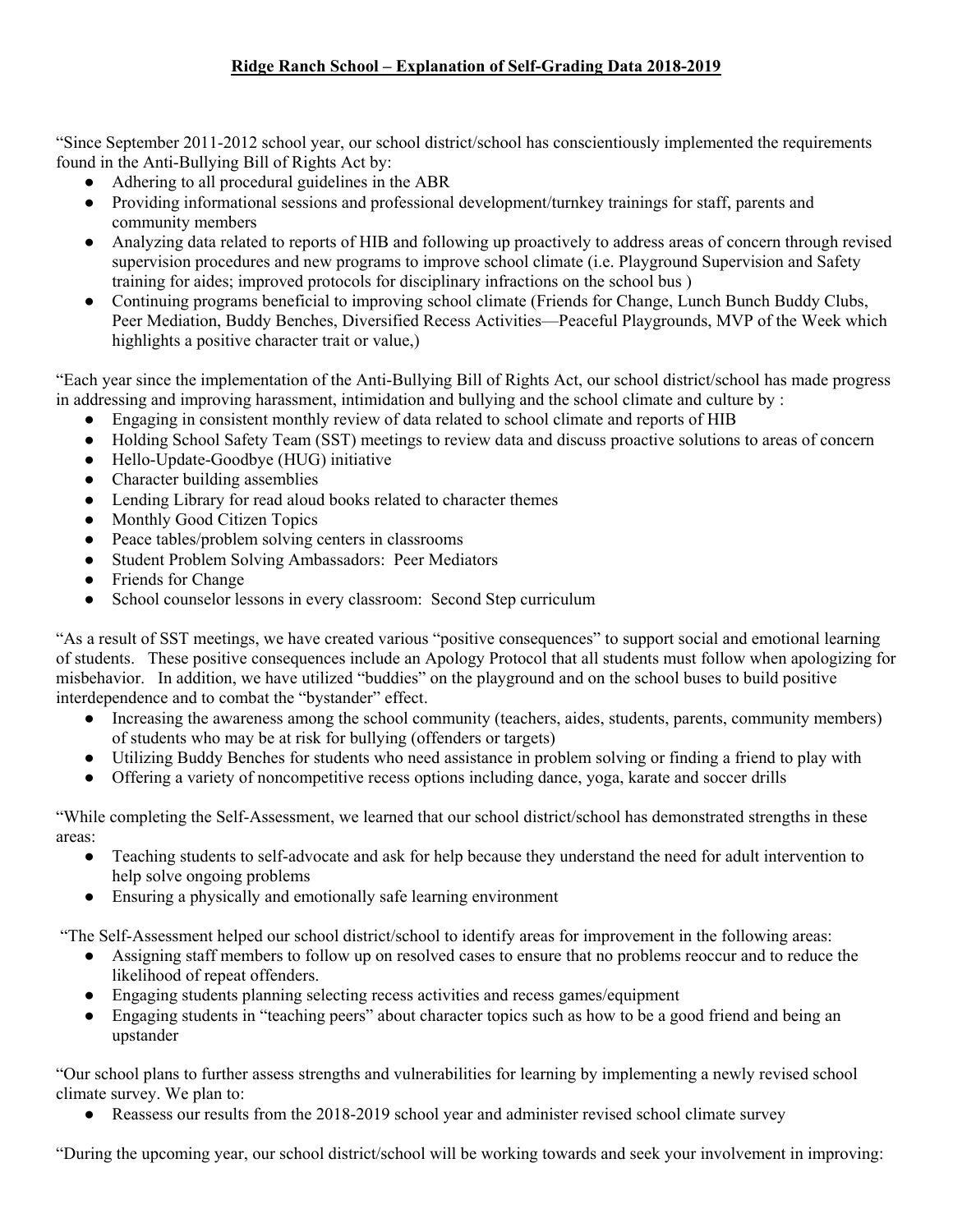**Ridge Ranch School – Explanation of Self-Grading Data 2018-2019**

"Since September 2011-2012 school year, our school district/school has conscientiously implemented the requirements found in the Anti-Bullying Bill of Rights Act by:

- Adhering to all procedural guidelines in the ABR
- Providing informational sessions and professional development/turnkey trainings for staff, parents and community members
- Analyzing data related to reports of HIB and following up proactively to address areas of concern through revised supervision procedures and new programs to improve school climate (i.e. Playground Supervision and Safety training for aides; improved protocols for disciplinary infractions on the school bus )
- Continuing programs beneficial to improving school climate (Friends for Change, Lunch Bunch Buddy Clubs, Peer Mediation, Buddy Benches, Diversified Recess Activities—Peaceful Playgrounds, MVP of the Week which highlights a positive character trait or value,)

"Each year since the implementation of the Anti-Bullying Bill of Rights Act, our school district/school has made progress in addressing and improving harassment, intimidation and bullying and the school climate and culture by :

- Engaging in consistent monthly review of data related to school climate and reports of HIB
- Holding School Safety Team (SST) meetings to review data and discuss proactive solutions to areas of concern
- Hello-Update-Goodbye (HUG) initiative
- Character building assemblies
- Lending Library for read aloud books related to character themes
- Monthly Good Citizen Topics
- Peace tables/problem solving centers in classrooms
- Student Problem Solving Ambassadors: Peer Mediators
- Friends for Change
- School counselor lessons in every classroom: Second Step curriculum

"As a result of SST meetings, we have created various "positive consequences" to support social and emotional learning of students. These positive consequences include an Apology Protocol that all students must follow when apologizing for misbehavior. In addition, we have utilized "buddies" on the playground and on the school buses to build positive interdependence and to combat the "bystander" effect.

- Increasing the awareness among the school community (teachers, aides, students, parents, community members) of students who may be at risk for bullying (offenders or targets)
- Utilizing Buddy Benches for students who need assistance in problem solving or finding a friend to play with
- Offering a variety of noncompetitive recess options including dance, yoga, karate and soccer drills

"While completing the Self-Assessment, we learned that our school district/school has demonstrated strengths in these areas:

- Teaching students to self-advocate and ask for help because they understand the need for adult intervention to help solve ongoing problems
- Ensuring a physically and emotionally safe learning environment

"The Self-Assessment helped our school district/school to identify areas for improvement in the following areas:

- Assigning staff members to follow up on resolved cases to ensure that no problems reoccur and to reduce the likelihood of repeat offenders.
- Engaging students planning selecting recess activities and recess games/equipment
- Engaging students in "teaching peers" about character topics such as how to be a good friend and being an upstander

"Our school plans to further assess strengths and vulnerabilities for learning by implementing a newly revised school climate survey. We plan to:

- Reassess our results from the 2018-2019 school year and administer revised school climate survey

"During the upcoming year, our school district/school will be working towards and seek your involvement in improving: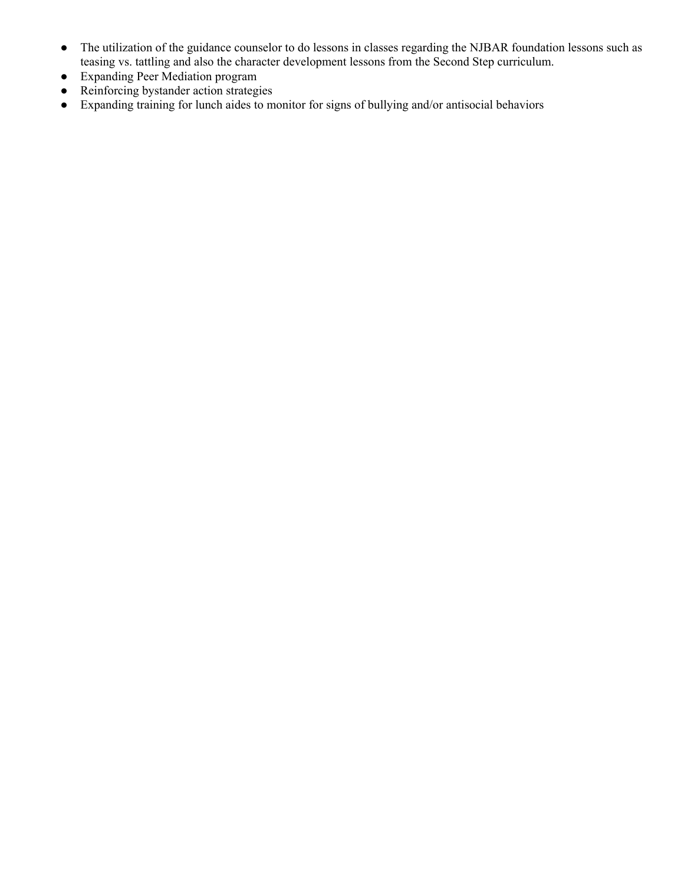- The utilization of the guidance counselor to do lessons in classes regarding the NJBAR foundation lessons such as teasing vs. tattling and also the character development lessons from the Second Step curriculum.
- Expanding Peer Mediation program
- Reinforcing bystander action strategies
- Expanding training for lunch aides to monitor for signs of bullying and/or antisocial behaviors